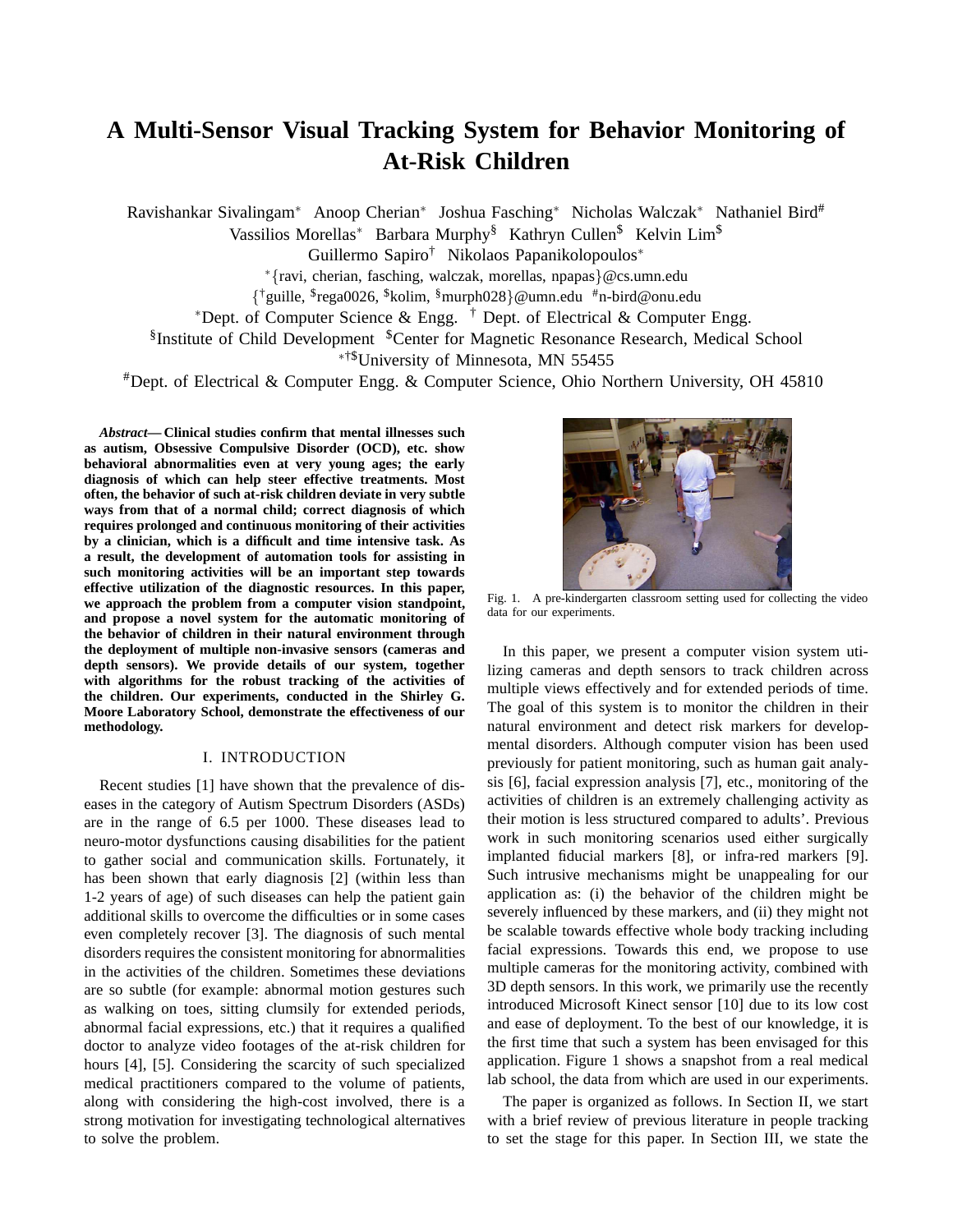# A Multi-Sensor Visual Tracking System for Behavior Monitoring of At-Risk Children

Ravishankar Sivalingam[*] Anoop Cherian[*] Joshua Fasching[*] Nicholas Walczak[*] Nathaniel Bird[#]
Vassilios Morellas[*] Barbara Murphy[§] Kathryn Cullen[$] Kelvin Lim[$]
Guillermo Sapiro[†] Nikolaos Papanikolopoulos[*]

[*]{ravi, cherian, fasching, walczak, morellas, npapas}@cs.umn.edu
{[†]guille, [$]rega0026, [$]kolim, [§]murph028}@umn.edu [#]n-bird@onu.edu

[*]Dept. of Computer Science & Engg. [†] Dept. of Electrical & Computer Engg.
[§]Institute of Child Development [$]Center for Magnetic Resonance Research, Medical School
[*†$]University of Minnesota, MN 55455
[#]Dept. of Electrical & Computer Engg. & Computer Science, Ohio Northern University, OH 45810

***Abstract*— Clinical studies confirm that mental illnesses such as autism, Obsessive Compulsive Disorder (OCD), etc. show behavioral abnormalities even at very young ages; the early diagnosis of which can help steer effective treatments. Most often, the behavior of such at-risk children deviate in very subtle ways from that of a normal child; correct diagnosis of which requires prolonged and continuous monitoring of their activities by a clinician, which is a difficult and time intensive task. As a result, the development of automation tools for assisting in such monitoring activities will be an important step towards effective utilization of the diagnostic resources. In this paper, we approach the problem from a computer vision standpoint, and propose a novel system for the automatic monitoring of the behavior of children in their natural environment through the deployment of multiple non-invasive sensors (cameras and depth sensors). We provide details of our system, together with algorithms for the robust tracking of the activities of the children. Our experiments, conducted in the Shirley G. Moore Laboratory School, demonstrate the effectiveness of our methodology.**

## I. INTRODUCTION

Recent studies [1] have shown that the prevalence of diseases in the category of Autism Spectrum Disorders (ASDs) are in the range of 6.5 per 1000. These diseases lead to neuro-motor dysfunctions causing disabilities for the patient to gather social and communication skills. Fortunately, it has been shown that early diagnosis [2] (within less than 1-2 years of age) of such diseases can help the patient gain additional skills to overcome the difficulties or in some cases even completely recover [3]. The diagnosis of such mental disorders requires the consistent monitoring for abnormalities in the activities of the children. Sometimes these deviations are so subtle (for example: abnormal motion gestures such as walking on toes, sitting clumsily for extended periods, abnormal facial expressions, etc.) that it requires a qualified doctor to analyze video footages of the at-risk children for hours [4], [5]. Considering the scarcity of such specialized medical practitioners compared to the volume of patients, along with considering the high-cost involved, there is a strong motivation for investigating technological alternatives to solve the problem.

Fig. 1. A pre-kindergarten classroom setting used for collecting the video data for our experiments.

In this paper, we present a computer vision system utilizing cameras and depth sensors to track children across multiple views effectively and for extended periods of time. The goal of this system is to monitor the children in their natural environment and detect risk markers for developmental disorders. Although computer vision has been used previously for patient monitoring, such as human gait analysis [6], facial expression analysis [7], etc., monitoring of the activities of children is an extremely challenging activity as their motion is less structured compared to adults'. Previous work in such monitoring scenarios used either surgically implanted fiducial markers [8], or infra-red markers [9]. Such intrusive mechanisms might be unappealing for our application as: (i) the behavior of the children might be severely influenced by these markers, and (ii) they might not be scalable towards effective whole body tracking including facial expressions. Towards this end, we propose to use multiple cameras for the monitoring activity, combined with 3D depth sensors. In this work, we primarily use the recently introduced Microsoft Kinect sensor [10] due to its low cost and ease of deployment. To the best of our knowledge, it is the first time that such a system has been envisaged for this application. Figure 1 shows a snapshot from a real medical lab school, the data from which are used in our experiments.

The paper is organized as follows. In Section II, we start with a brief review of previous literature in people tracking to set the stage for this paper. In Section III, we state the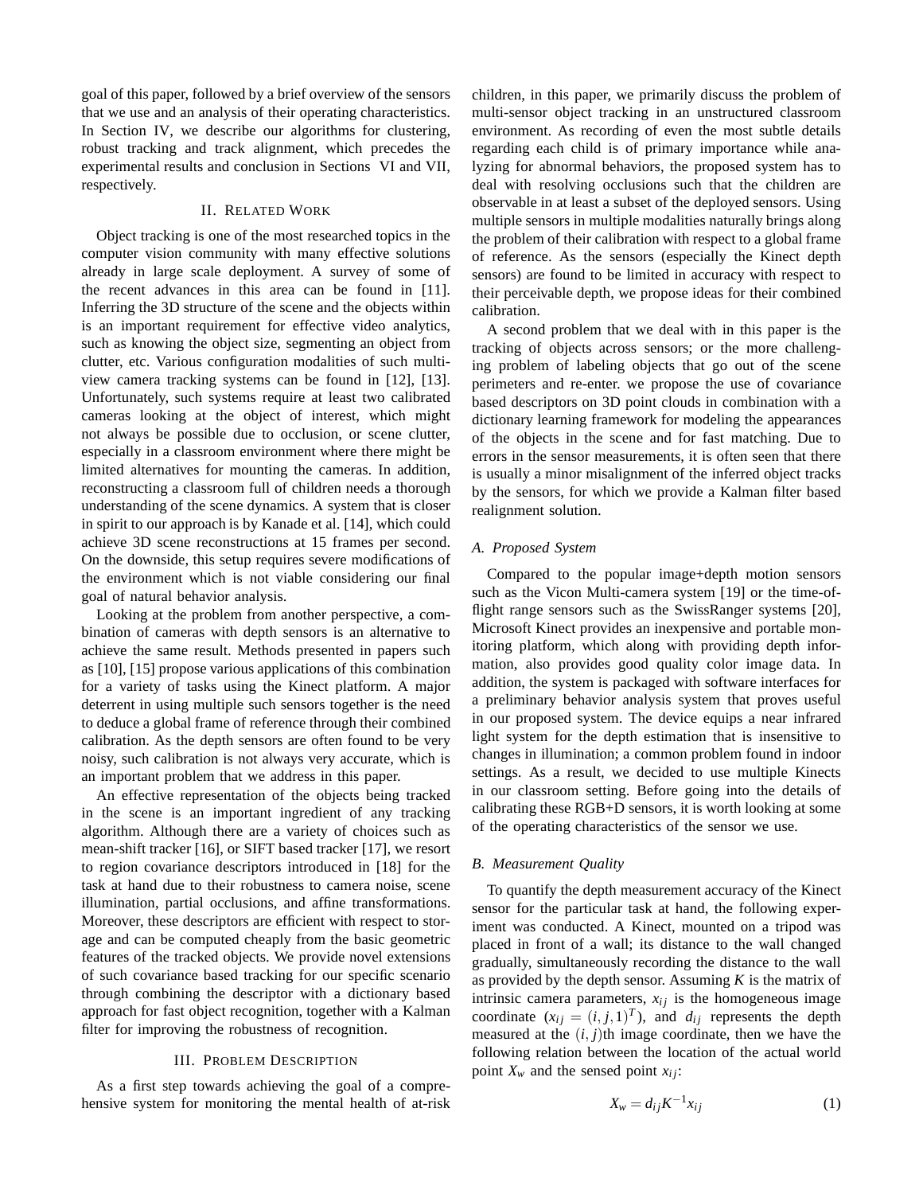goal of this paper, followed by a brief overview of the sensors that we use and an analysis of their operating characteristics. In Section IV, we describe our algorithms for clustering, robust tracking and track alignment, which precedes the experimental results and conclusion in Sections VI and VII, respectively.

## II. Related Work

Object tracking is one of the most researched topics in the computer vision community with many effective solutions already in large scale deployment. A survey of some of the recent advances in this area can be found in [11]. Inferring the 3D structure of the scene and the objects within is an important requirement for effective video analytics, such as knowing the object size, segmenting an object from clutter, etc. Various configuration modalities of such multi-view camera tracking systems can be found in [12], [13]. Unfortunately, such systems require at least two calibrated cameras looking at the object of interest, which might not always be possible due to occlusion, or scene clutter, especially in a classroom environment where there might be limited alternatives for mounting the cameras. In addition, reconstructing a classroom full of children needs a thorough understanding of the scene dynamics. A system that is closer in spirit to our approach is by Kanade et al. [14], which could achieve 3D scene reconstructions at 15 frames per second. On the downside, this setup requires severe modifications of the environment which is not viable considering our final goal of natural behavior analysis.

Looking at the problem from another perspective, a combination of cameras with depth sensors is an alternative to achieve the same result. Methods presented in papers such as [10], [15] propose various applications of this combination for a variety of tasks using the Kinect platform. A major deterrent in using multiple such sensors together is the need to deduce a global frame of reference through their combined calibration. As the depth sensors are often found to be very noisy, such calibration is not always very accurate, which is an important problem that we address in this paper.

An effective representation of the objects being tracked in the scene is an important ingredient of any tracking algorithm. Although there are a variety of choices such as mean-shift tracker [16], or SIFT based tracker [17], we resort to region covariance descriptors introduced in [18] for the task at hand due to their robustness to camera noise, scene illumination, partial occlusions, and affine transformations. Moreover, these descriptors are efficient with respect to storage and can be computed cheaply from the basic geometric features of the tracked objects. We provide novel extensions of such covariance based tracking for our specific scenario through combining the descriptor with a dictionary based approach for fast object recognition, together with a Kalman filter for improving the robustness of recognition.

## III. Problem Description

As a first step towards achieving the goal of a comprehensive system for monitoring the mental health of at-risk children, in this paper, we primarily discuss the problem of multi-sensor object tracking in an unstructured classroom environment. As recording of even the most subtle details regarding each child is of primary importance while analyzing for abnormal behaviors, the proposed system has to deal with resolving occlusions such that the children are observable in at least a subset of the deployed sensors. Using multiple sensors in multiple modalities naturally brings along the problem of their calibration with respect to a global frame of reference. As the sensors (especially the Kinect depth sensors) are found to be limited in accuracy with respect to their perceivable depth, we propose ideas for their combined calibration.

A second problem that we deal with in this paper is the tracking of objects across sensors; or the more challenging problem of labeling objects that go out of the scene perimeters and re-enter. we propose the use of covariance based descriptors on 3D point clouds in combination with a dictionary learning framework for modeling the appearances of the objects in the scene and for fast matching. Due to errors in the sensor measurements, it is often seen that there is usually a minor misalignment of the inferred object tracks by the sensors, for which we provide a Kalman filter based realignment solution.

### A. Proposed System

Compared to the popular image+depth motion sensors such as the Vicon Multi-camera system [19] or the time-of-flight range sensors such as the SwissRanger systems [20], Microsoft Kinect provides an inexpensive and portable monitoring platform, which along with providing depth information, also provides good quality color image data. In addition, the system is packaged with software interfaces for a preliminary behavior analysis system that proves useful in our proposed system. The device equips a near infrared light system for the depth estimation that is insensitive to changes in illumination; a common problem found in indoor settings. As a result, we decided to use multiple Kinects in our classroom setting. Before going into the details of calibrating these RGB+D sensors, it is worth looking at some of the operating characteristics of the sensor we use.

### B. Measurement Quality

To quantify the depth measurement accuracy of the Kinect sensor for the particular task at hand, the following experiment was conducted. A Kinect, mounted on a tripod was placed in front of a wall; its distance to the wall changed gradually, simultaneously recording the distance to the wall as provided by the depth sensor. Assuming $K$ is the matrix of intrinsic camera parameters, $x_{ij}$ is the homogeneous image coordinate ($x_{ij} = (i, j, 1)^T$), and $d_{ij}$ represents the depth measured at the $(i, j)$th image coordinate, then we have the following relation between the location of the actual world point $X_w$ and the sensed point $x_{ij}$:

$$X_w = d_{ij} K^{-1} x_{ij} \tag{1}$$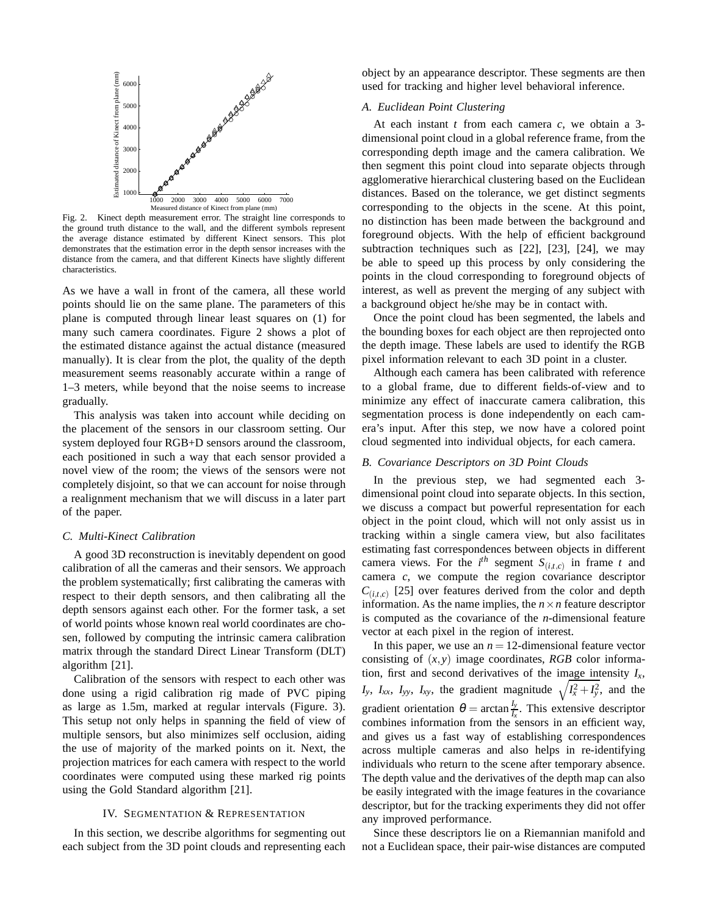Fig. 2. Kinect depth measurement error. The straight line corresponds to the ground truth distance to the wall, and the different symbols represent the average distance estimated by different Kinect sensors. This plot demonstrates that the estimation error in the depth sensor increases with the distance from the camera, and that different Kinects have slightly different characteristics.

As we have a wall in front of the camera, all these world points should lie on the same plane. The parameters of this plane is computed through linear least squares on (1) for many such camera coordinates. Figure 2 shows a plot of the estimated distance against the actual distance (measured manually). It is clear from the plot, the quality of the depth measurement seems reasonably accurate within a range of 1–3 meters, while beyond that the noise seems to increase gradually.

This analysis was taken into account while deciding on the placement of the sensors in our classroom setting. Our system deployed four RGB+D sensors around the classroom, each positioned in such a way that each sensor provided a novel view of the room; the views of the sensors were not completely disjoint, so that we can account for noise through a realignment mechanism that we will discuss in a later part of the paper.

### C. Multi-Kinect Calibration

A good 3D reconstruction is inevitably dependent on good calibration of all the cameras and their sensors. We approach the problem systematically; first calibrating the cameras with respect to their depth sensors, and then calibrating all the depth sensors against each other. For the former task, a set of world points whose known real world coordinates are chosen, followed by computing the intrinsic camera calibration matrix through the standard Direct Linear Transform (DLT) algorithm [21].

Calibration of the sensors with respect to each other was done using a rigid calibration rig made of PVC piping as large as 1.5m, marked at regular intervals (Figure. 3). This setup not only helps in spanning the field of view of multiple sensors, but also minimizes self occlusion, aiding the use of majority of the marked points on it. Next, the projection matrices for each camera with respect to the world coordinates were computed using these marked rig points using the Gold Standard algorithm [21].

## IV. Segmentation & Representation

In this section, we describe algorithms for segmenting out each subject from the 3D point clouds and representing each object by an appearance descriptor. These segments are then used for tracking and higher level behavioral inference.

### A. Euclidean Point Clustering

At each instant $t$ from each camera $c$, we obtain a 3-dimensional point cloud in a global reference frame, from the corresponding depth image and the camera calibration. We then segment this point cloud into separate objects through agglomerative hierarchical clustering based on the Euclidean distances. Based on the tolerance, we get distinct segments corresponding to the objects in the scene. At this point, no distinction has been made between the background and foreground objects. With the help of efficient background subtraction techniques such as [22], [23], [24], we may be able to speed up this process by only considering the points in the cloud corresponding to foreground objects of interest, as well as prevent the merging of any subject with a background object he/she may be in contact with.

Once the point cloud has been segmented, the labels and the bounding boxes for each object are then reprojected onto the depth image. These labels are used to identify the RGB pixel information relevant to each 3D point in a cluster.

Although each camera has been calibrated with reference to a global frame, due to different fields-of-view and to minimize any effect of inaccurate camera calibration, this segmentation process is done independently on each camera's input. After this step, we now have a colored point cloud segmented into individual objects, for each camera.

### B. Covariance Descriptors on 3D Point Clouds

In the previous step, we had segmented each 3-dimensional point cloud into separate objects. In this section, we discuss a compact but powerful representation for each object in the point cloud, which will not only assist us in tracking within a single camera view, but also facilitates estimating fast correspondences between objects in different camera views. For the $i^{th}$ segment $S_{(i,t,c)}$ in frame $t$ and camera $c$, we compute the region covariance descriptor $C_{(i,t,c)}$ [25] over features derived from the color and depth information. As the name implies, the $n \times n$ feature descriptor is computed as the covariance of the $n$-dimensional feature vector at each pixel in the region of interest.

In this paper, we use an $n = 12$-dimensional feature vector consisting of $(x, y)$ image coordinates, $RGB$ color information, first and second derivatives of the image intensity $I_x$, $I_y$, $I_{xx}$, $I_{yy}$, $I_{xy}$, the gradient magnitude $\sqrt{I_x^2 + I_y^2}$, and the gradient orientation $\theta = \arctan \frac{I_y}{I_x}$. This extensive descriptor combines information from the sensors in an efficient way, and gives us a fast way of establishing correspondences across multiple cameras and also helps in re-identifying individuals who return to the scene after temporary absence. The depth value and the derivatives of the depth map can also be easily integrated with the image features in the covariance descriptor, but for the tracking experiments they did not offer any improved performance.

Since these descriptors lie on a Riemannian manifold and not a Euclidean space, their pair-wise distances are computed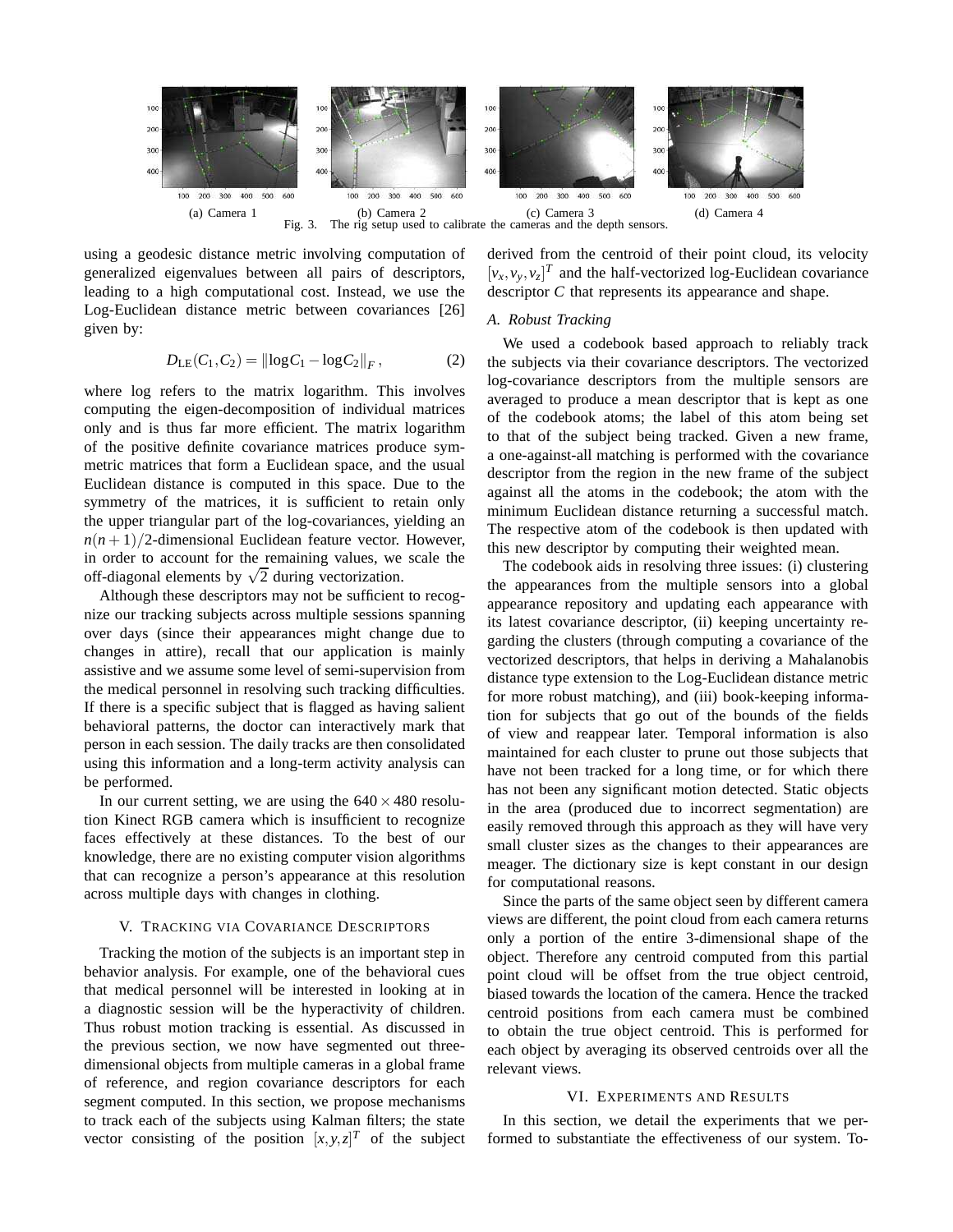(a) Camera 1

(b) Camera 2

(c) Camera 3

(d) Camera 4

Fig. 3. The rig setup used to calibrate the cameras and the depth sensors.

using a geodesic distance metric involving computation of generalized eigenvalues between all pairs of descriptors, leading to a high computational cost. Instead, we use the Log-Euclidean distance metric between covariances [26] given by:

$$D_{\text{LE}}(C_1, C_2) = \|\log C_1 - \log C_2\|_F\,, \tag{2}$$

where log refers to the matrix logarithm. This involves computing the eigen-decomposition of individual matrices only and is thus far more efficient. The matrix logarithm of the positive definite covariance matrices produce symmetric matrices that form a Euclidean space, and the usual Euclidean distance is computed in this space. Due to the symmetry of the matrices, it is sufficient to retain only the upper triangular part of the log-covariances, yielding an $n(n+1)/2$-dimensional Euclidean feature vector. However, in order to account for the remaining values, we scale the off-diagonal elements by $\sqrt{2}$ during vectorization.

Although these descriptors may not be sufficient to recognize our tracking subjects across multiple sessions spanning over days (since their appearances might change due to changes in attire), recall that our application is mainly assistive and we assume some level of semi-supervision from the medical personnel in resolving such tracking difficulties. If there is a specific subject that is flagged as having salient behavioral patterns, the doctor can interactively mark that person in each session. The daily tracks are then consolidated using this information and a long-term activity analysis can be performed.

In our current setting, we are using the $640 \times 480$ resolution Kinect RGB camera which is insufficient to recognize faces effectively at these distances. To the best of our knowledge, there are no existing computer vision algorithms that can recognize a person's appearance at this resolution across multiple days with changes in clothing.

## V. Tracking via Covariance Descriptors

Tracking the motion of the subjects is an important step in behavior analysis. For example, one of the behavioral cues that medical personnel will be interested in looking at in a diagnostic session will be the hyperactivity of children. Thus robust motion tracking is essential. As discussed in the previous section, we now have segmented out three-dimensional objects from multiple cameras in a global frame of reference, and region covariance descriptors for each segment computed. In this section, we propose mechanisms to track each of the subjects using Kalman filters; the state vector consisting of the position $[x, y, z]^T$ of the subject derived from the centroid of their point cloud, its velocity $[v_x, v_y, v_z]^T$ and the half-vectorized log-Euclidean covariance descriptor $C$ that represents its appearance and shape.

### A. Robust Tracking

We used a codebook based approach to reliably track the subjects via their covariance descriptors. The vectorized log-covariance descriptors from the multiple sensors are averaged to produce a mean descriptor that is kept as one of the codebook atoms; the label of this atom being set to that of the subject being tracked. Given a new frame, a one-against-all matching is performed with the covariance descriptor from the region in the new frame of the subject against all the atoms in the codebook; the atom with the minimum Euclidean distance returning a successful match. The respective atom of the codebook is then updated with this new descriptor by computing their weighted mean.

The codebook aids in resolving three issues: (i) clustering the appearances from the multiple sensors into a global appearance repository and updating each appearance with its latest covariance descriptor, (ii) keeping uncertainty regarding the clusters (through computing a covariance of the vectorized descriptors, that helps in deriving a Mahalanobis distance type extension to the Log-Euclidean distance metric for more robust matching), and (iii) book-keeping information for subjects that go out of the bounds of the fields of view and reappear later. Temporal information is also maintained for each cluster to prune out those subjects that have not been tracked for a long time, or for which there has not been any significant motion detected. Static objects in the area (produced due to incorrect segmentation) are easily removed through this approach as they will have very small cluster sizes as the changes to their appearances are meager. The dictionary size is kept constant in our design for computational reasons.

Since the parts of the same object seen by different camera views are different, the point cloud from each camera returns only a portion of the entire 3-dimensional shape of the object. Therefore any centroid computed from this partial point cloud will be offset from the true object centroid, biased towards the location of the camera. Hence the tracked centroid positions from each camera must be combined to obtain the true object centroid. This is performed for each object by averaging its observed centroids over all the relevant views.

## VI. Experiments and Results

In this section, we detail the experiments that we performed to substantiate the effectiveness of our system. To-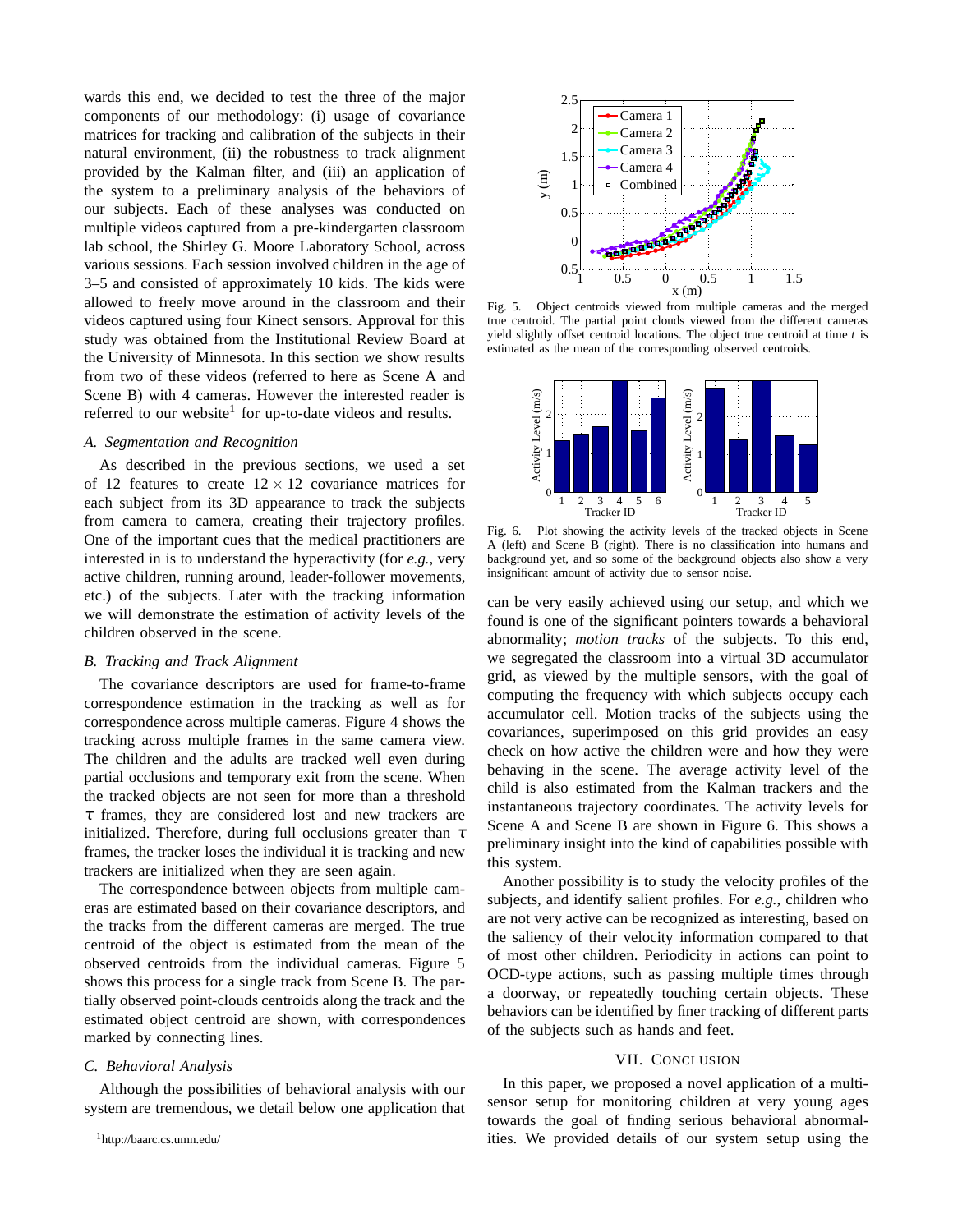wards this end, we decided to test the three of the major components of our methodology: (i) usage of covariance matrices for tracking and calibration of the subjects in their natural environment, (ii) the robustness to track alignment provided by the Kalman filter, and (iii) an application of the system to a preliminary analysis of the behaviors of our subjects. Each of these analyses was conducted on multiple videos captured from a pre-kindergarten classroom lab school, the Shirley G. Moore Laboratory School, across various sessions. Each session involved children in the age of 3–5 and consisted of approximately 10 kids. The kids were allowed to freely move around in the classroom and their videos captured using four Kinect sensors. Approval for this study was obtained from the Institutional Review Board at the University of Minnesota. In this section we show results from two of these videos (referred to here as Scene A and Scene B) with 4 cameras. However the interested reader is referred to our website[1] for up-to-date videos and results.

### A. Segmentation and Recognition

As described in the previous sections, we used a set of 12 features to create $12 \times 12$ covariance matrices for each subject from its 3D appearance to track the subjects from camera to camera, creating their trajectory profiles. One of the important cues that the medical practitioners are interested in is to understand the hyperactivity (for *e.g.*, very active children, running around, leader-follower movements, etc.) of the subjects. Later with the tracking information we will demonstrate the estimation of activity levels of the children observed in the scene.

### B. Tracking and Track Alignment

The covariance descriptors are used for frame-to-frame correspondence estimation in the tracking as well as for correspondence across multiple cameras. Figure 4 shows the tracking across multiple frames in the same camera view. The children and the adults are tracked well even during partial occlusions and temporary exit from the scene. When the tracked objects are not seen for more than a threshold $\tau$ frames, they are considered lost and new trackers are initialized. Therefore, during full occlusions greater than $\tau$ frames, the tracker loses the individual it is tracking and new trackers are initialized when they are seen again.

The correspondence between objects from multiple cameras are estimated based on their covariance descriptors, and the tracks from the different cameras are merged. The true centroid of the object is estimated from the mean of the observed centroids from the individual cameras. Figure 5 shows this process for a single track from Scene B. The partially observed point-clouds centroids along the track and the estimated object centroid are shown, with correspondences marked by connecting lines.

### C. Behavioral Analysis

Although the possibilities of behavioral analysis with our system are tremendous, we detail below one application that

Camera 1
Camera 2
Camera 3
Camera 4
Combined
y (m)
x (m)
2.5 2 1.5 1 0.5 0 −0.5
−1 −0.5 0 0.5 1 1.5

Fig. 5. Object centroids viewed from multiple cameras and the merged true centroid. The partial point clouds viewed from the different cameras yield slightly offset centroid locations. The object true centroid at time $t$ is estimated as the mean of the corresponding observed centroids.

Activity Level (m/s)
Tracker ID
0 1 2
1 2 3 4 5 6

Activity Level (m/s)
Tracker ID
0 1 2
1 2 3 4 5

Fig. 6. Plot showing the activity levels of the tracked objects in Scene A (left) and Scene B (right). There is no classification into humans and background yet, and so some of the background objects also show a very insignificant amount of activity due to sensor noise.

can be very easily achieved using our setup, and which we found is one of the significant pointers towards a behavioral abnormality; *motion tracks* of the subjects. To this end, we segregated the classroom into a virtual 3D accumulator grid, as viewed by the multiple sensors, with the goal of computing the frequency with which subjects occupy each accumulator cell. Motion tracks of the subjects using the covariances, superimposed on this grid provides an easy check on how active the children were and how they were behaving in the scene. The average activity level of the child is also estimated from the Kalman trackers and the instantaneous trajectory coordinates. The activity levels for Scene A and Scene B are shown in Figure 6. This shows a preliminary insight into the kind of capabilities possible with this system.

Another possibility is to study the velocity profiles of the subjects, and identify salient profiles. For *e.g.*, children who are not very active can be recognized as interesting, based on the saliency of their velocity information compared to that of most other children. Periodicity in actions can point to OCD-type actions, such as passing multiple times through a doorway, or repeatedly touching certain objects. These behaviors can be identified by finer tracking of different parts of the subjects such as hands and feet.

## VII. Conclusion

In this paper, we proposed a novel application of a multi-sensor setup for monitoring children at very young ages towards the goal of finding serious behavioral abnormalities. We provided details of our system setup using the

[1] http://baarc.cs.umn.edu/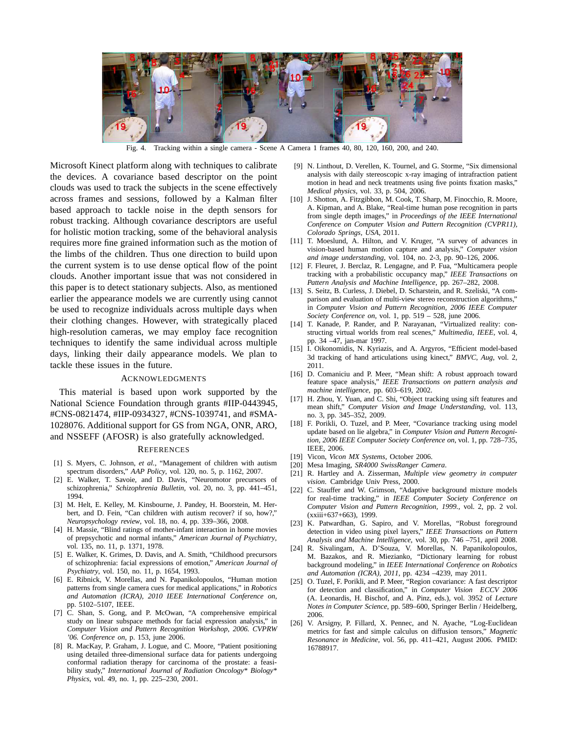Fig. 4. Tracking within a single camera - Scene A Camera 1 frames 40, 80, 120, 160, 200, and 240.

Microsoft Kinect platform along with techniques to calibrate the devices. A covariance based descriptor on the point clouds was used to track the subjects in the scene effectively across frames and sessions, followed by a Kalman filter based approach to tackle noise in the depth sensors for robust tracking. Although covariance descriptors are useful for holistic motion tracking, some of the behavioral analysis requires more fine grained information such as the motion of the limbs of the children. Thus one direction to build upon the current system is to use dense optical flow of the point clouds. Another important issue that was not considered in this paper is to detect stationary subjects. Also, as mentioned earlier the appearance models we are currently using cannot be used to recognize individuals across multiple days when their clothing changes. However, with strategically placed high-resolution cameras, we may employ face recognition techniques to identify the same individual across multiple days, linking their daily appearance models. We plan to tackle these issues in the future.

## Acknowledgments

This material is based upon work supported by the National Science Foundation through grants #IIP-0443945, #CNS-0821474, #IIP-0934327, #CNS-1039741, and #SMA-1028076. Additional support for GS from NGA, ONR, ARO, and NSSEFF (AFOSR) is also gratefully acknowledged.

## References

[1] S. Myers, C. Johnson, *et al.*, "Management of children with autism spectrum disorders," *AAP Policy*, vol. 120, no. 5, p. 1162, 2007.

[2] E. Walker, T. Savoie, and D. Davis, "Neuromotor precursors of schizophrenia," *Schizophrenia Bulletin*, vol. 20, no. 3, pp. 441–451, 1994.

[3] M. Helt, E. Kelley, M. Kinsbourne, J. Pandey, H. Boorstein, M. Herbert, and D. Fein, "Can children with autism recover? if so, how?," *Neuropsychology review*, vol. 18, no. 4, pp. 339–366, 2008.

[4] H. Massie, "Blind ratings of mother-infant interaction in home movies of prepsychotic and normal infants," *American Journal of Psychiatry*, vol. 135, no. 11, p. 1371, 1978.

[5] E. Walker, K. Grimes, D. Davis, and A. Smith, "Childhood precursors of schizophrenia: facial expressions of emotion," *American Journal of Psychiatry*, vol. 150, no. 11, p. 1654, 1993.

[6] E. Ribnick, V. Morellas, and N. Papanikolopoulos, "Human motion patterns from single camera cues for medical applications," in *Robotics and Automation (ICRA), 2010 IEEE International Conference on*, pp. 5102–5107, IEEE.

[7] C. Shan, S. Gong, and P. McOwan, "A comprehensive empirical study on linear subspace methods for facial expression analysis," in *Computer Vision and Pattern Recognition Workshop, 2006. CVPRW '06. Conference on*, p. 153, june 2006.

[8] R. MacKay, P. Graham, J. Logue, and C. Moore, "Patient positioning using detailed three-dimensional surface data for patients undergoing conformal radiation therapy for carcinoma of the prostate: a feasibility study," *International Journal of Radiation Oncology\* Biology\* Physics*, vol. 49, no. 1, pp. 225–230, 2001.

[9] N. Linthout, D. Verellen, K. Tournel, and G. Storme, "Six dimensional analysis with daily stereoscopic x-ray imaging of intrafraction patient motion in head and neck treatments using five points fixation masks," *Medical physics*, vol. 33, p. 504, 2006.

[10] J. Shotton, A. Fitzgibbon, M. Cook, T. Sharp, M. Finocchio, R. Moore, A. Kipman, and A. Blake, "Real-time human pose recognition in parts from single depth images," in *Proceedings of the IEEE International Conference on Computer Vision and Pattern Recognition (CVPR11), Colorado Springs, USA*, 2011.

[11] T. Moeslund, A. Hilton, and V. Kruger, "A survey of advances in vision-based human motion capture and analysis," *Computer vision and image understanding*, vol. 104, no. 2-3, pp. 90–126, 2006.

[12] F. Fleuret, J. Berclaz, R. Lengagne, and P. Fua, "Multicamera people tracking with a probabilistic occupancy map," *IEEE Transactions on Pattern Analysis and Machine Intelligence*, pp. 267–282, 2008.

[13] S. Seitz, B. Curless, J. Diebel, D. Scharstein, and R. Szeliski, "A comparison and evaluation of multi-view stereo reconstruction algorithms," in *Computer Vision and Pattern Recognition, 2006 IEEE Computer Society Conference on*, vol. 1, pp. 519 – 528, june 2006.

[14] T. Kanade, P. Rander, and P. Narayanan, "Virtualized reality: constructing virtual worlds from real scenes," *Multimedia, IEEE*, vol. 4, pp. 34 –47, jan-mar 1997.

[15] I. Oikonomidis, N. Kyriazis, and A. Argyros, "Efficient model-based 3d tracking of hand articulations using kinect," *BMVC, Aug*, vol. 2, 2011.

[16] D. Comaniciu and P. Meer, "Mean shift: A robust approach toward feature space analysis," *IEEE Transactions on pattern analysis and machine intelligence*, pp. 603–619, 2002.

[17] H. Zhou, Y. Yuan, and C. Shi, "Object tracking using sift features and mean shift," *Computer Vision and Image Understanding*, vol. 113, no. 3, pp. 345–352, 2009.

[18] F. Porikli, O. Tuzel, and P. Meer, "Covariance tracking using model update based on lie algebra," in *Computer Vision and Pattern Recognition, 2006 IEEE Computer Society Conference on*, vol. 1, pp. 728–735, IEEE, 2006.

[19] Vicon, *Vicon MX Systems*, October 2006.

[20] Mesa Imaging, *SR4000 SwissRanger Camera*.

[21] R. Hartley and A. Zisserman, *Multiple view geometry in computer vision*. Cambridge Univ Press, 2000.

[22] C. Stauffer and W. Grimson, "Adaptive background mixture models for real-time tracking," in *IEEE Computer Society Conference on Computer Vision and Pattern Recognition, 1999.*, vol. 2, pp. 2 vol. (xxiii+637+663), 1999.

[23] K. Patwardhan, G. Sapiro, and V. Morellas, "Robust foreground detection in video using pixel layers," *IEEE Transactions on Pattern Analysis and Machine Intelligence*, vol. 30, pp. 746 –751, april 2008.

[24] R. Sivalingam, A. D'Souza, V. Morellas, N. Papanikolopoulos, M. Bazakos, and R. Miezianko, "Dictionary learning for robust background modeling," in *IEEE International Conference on Robotics and Automation (ICRA), 2011*, pp. 4234 –4239, may 2011.

[25] O. Tuzel, F. Porikli, and P. Meer, "Region covariance: A fast descriptor for detection and classification," in *Computer Vision ECCV 2006* (A. Leonardis, H. Bischof, and A. Pinz, eds.), vol. 3952 of *Lecture Notes in Computer Science*, pp. 589–600, Springer Berlin / Heidelberg, 2006.

[26] V. Arsigny, P. Fillard, X. Pennec, and N. Ayache, "Log-Euclidean metrics for fast and simple calculus on diffusion tensors," *Magnetic Resonance in Medicine*, vol. 56, pp. 411–421, August 2006. PMID: 16788917.